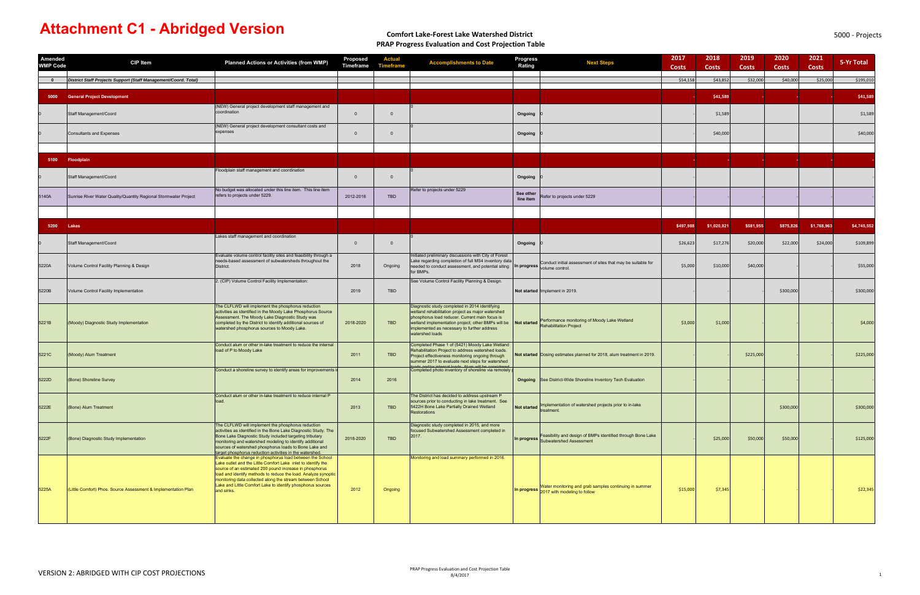# Attachment C1 - Abridged Version

**Comfort Lake-Forest Lake Watershed District**
**PRAP Progress Evaluation and Cost Projection Table**

5000 - Projects

| Amended WMP Code | CIP Item | Planned Actions or Activities (from WMP) | Proposed Timeframe | Actual Timeframe | Accomplishments to Date | Progress Rating | Next Steps | 2017 Costs | 2018 Costs | 2019 Costs | 2020 Costs | 2021 Costs | 5-Yr Total |
|---|---|---|---|---|---|---|---|---|---|---|---|---|---|
| 0 | *District Staff Projects Support (Staff Management/Coord. Total)* | | | | | | | $54,158 | $43,852 | $32,000 | $40,000 | $25,000 | $195,010 |
| **5000** | **General Project Development** | | | | | | | | $41,589 | - | - | - | $41,589 |
| 0 | Staff Management/Coord | (NEW) General project development staff management and coordination | 0 | 0 | 0 | Ongoing | 0 | - | $1,589 | | | | $1,589 |
| 0 | Consultants and Expenses | (NEW) General project development consultant costs and expenses | 0 | 0 | 0 | Ongoing | 0 | - | $40,000 | | | | $40,000 |
| **5100** | **Floodplain** | | | | | | | - | - | - | - | - | - |
| 0 | Staff Management/Coord | Floodplain staff management and coordination | 0 | 0 | 0 | Ongoing | 0 | | | | | | - |
| 5140A | Sunrise River Water Quality/Quantity Regional Stormwater Project | No budget was allocated under this line item. This line item refers to projects under 5229. | 2012-2016 | TBD | Refer to projects under 5229 | See other line item | Refer to projects under 5229 | - | - | | | | - |
| **5200** | **Lakes** | | | | | | | $497,988 | $1,020,821 | $581,955 | $875,826 | $1,768,963 | $4,745,552 |
| 0 | Staff Management/Coord | Lakes staff management and coordination | 0 | 0 | 0 | Ongoing | 0 | $26,623 | $17,276 | $20,000 | $22,000 | $24,000 | $109,899 |
| 5220A | Volume Control Facility Planning & Design | Evaluate volume control facility sites and feasibility through a needs-based assessment of subwatersheds throughout the District. | 2018 | Ongoing | Initiated preliminary discussions with City of Forest Lake regarding completion of full MS4 inventory data needed to conduct assessment, and potential siting for BMPs. | In progress | Conduct initial assessment of sites that may be suitable for volume control. | $5,000 | $10,000 | $40,000 | - | - | $55,000 |
| 5220B | Volume Control Facility Implementation | 2. (CIP) Volume Control Facility Implementation: | 2019 | TBD | See Volume Control Facility Planning & Design. | Not started | Implement in 2019. | - | - | - | $300,000 | - | $300,000 |
| 5221B | (Moody) Diagnostic Study Implementation | The CLFLWD will implement the phosphorus reduction activities as identified in the Moody Lake Phosphorus Source Assessment. The Moody Lake Diagnostic Study was completed by the District to identify additional sources of watershed phosphorus sources to Moody Lake. | 2018-2020 | TBD | Diagnostic study completed in 2014 identifying wetland rehabilitation project as major watershed phosphorus load reducer. Current main focus is wetland implementation project; other BMPs will be implemented as necessary to further address watershed loads | Not started | Performance monitoring of Moody Lake Wetland Rehabilitation Project | $3,000 | $1,000 | - | - | - | $4,000 |
| 5221C | (Moody) Alum Treatment | Conduct alum or other in-lake treatment to reduce the internal load of P to Moody Lake | 2011 | TBD | Completed Phase 1 of (5421) Moody Lake Wetland Rehabilitation Project to address watershed loads. Project effectiveness monitoring ongoing through summer 2017 to evaluate next steps for watershed loads and/or internal loads. Alum will be considered | Not started | Dosing estimates planned for 2018, alum treatment in 2019. | - | - | $225,000 | - | - | $225,000 |
| 5222D | (Bone) Shoreline Survey | Conduct a shoreline survey to identify areas for improvements i | 2014 | 2016 | Completed photo inventory of shoreline via remotely p | Ongoing | See District-Wide Shoreline Inventory Tech Evaluation | - | - | - | - | - | - |
| 5222E | (Bone) Alum Treatment | Conduct alum or other in-lake treatment to reduce internal P load. | 2013 | TBD | The District has decided to address upstream P sources prior to conducting in lake treatment. See 5422H Bone Lake Partially Drained Wetland Restorations | Not started | Implementation of watershed projects prior to in-lake treatment. | | | | $300,000 | | $300,000 |
| 5222F | (Bone) Diagnostic Study Implementation | The CLFLWD will implement the phosphorus reduction activities as identified in the Bone Lake Diagnostic Study. The Bone Lake Diagnostic Study included targeting tributary monitoring and watershed modeling to identify additional sources of watershed phosphorus loads to Bone Lake and target phosphorus reduction activities in the watershed. | 2018-2020 | TBD | Diagnostic study completed in 2015, and more focused Subwatershed Assessment completed in 2017. | In progress | Feasibility and design of BMPs identified through Bone Lake Subwatershed Assessment | - | $25,000 | $50,000 | $50,000 | - | $125,000 |
| 5225A | (Little Comfort) Phos. Source Assessment & Implementation Plan | Evaluate the change in phosphorus load between the School Lake outlet and the Little Comfort Lake inlet to identify the source of an estimated 200 pound increase in phosphorus load and identify methods to reduce the load. Analyze synoptic monitoring data collected along the stream between School Lake and Little Comfort Lake to identify phosphorus sources and sinks. | 2012 | Ongoing | Monitoring and load summary performed in 2016. | In progress | Water monitoring and grab samples continuing in summer 2017 with modeling to follow | $15,000 | $7,345 | - | - | - | $22,345 |

VERSION 2: ABRIDGED WITH CIP COST PROJECTIONS

PRAP Progress Evaluation and Cost Projection Table
8/4/2017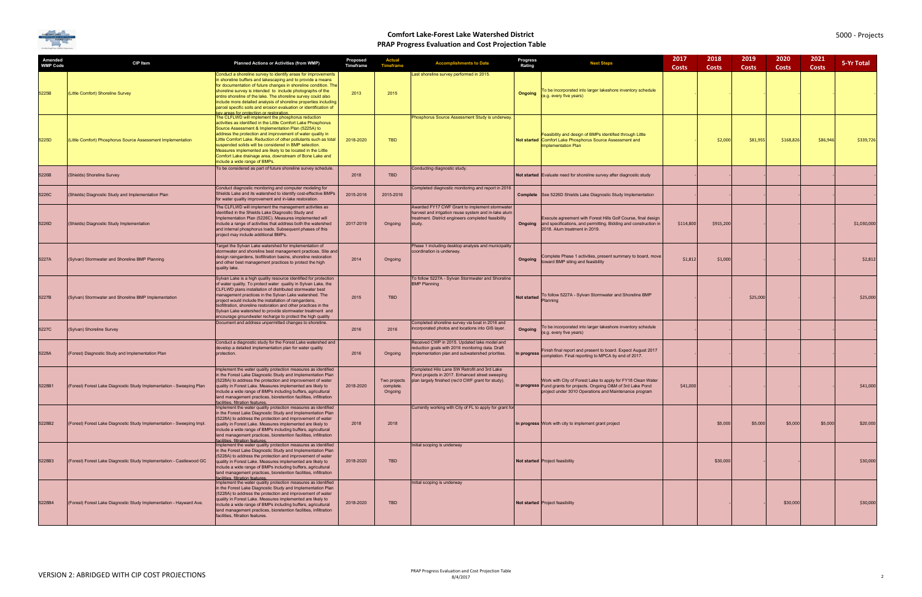# Comfort Lake-Forest Lake Watershed District
## PRAP Progress Evaluation and Cost Projection Table

5000 - Projects

| Amended WMP Code | CIP Item | Planned Actions or Activities (from WMP) | Proposed Timeframe | Actual Timeframe | Accomplishments to Date | Progress Rating | Next Steps | 2017 Costs | 2018 Costs | 2019 Costs | 2020 Costs | 2021 Costs | 5-Yr Total |
|---|---|---|---|---|---|---|---|---|---|---|---|---|---|
| 5225B | (Little Comfort) Shoreline Survey | Conduct a shoreline survey to identify areas for improvements in shoreline buffers and lakescaping and to provide a means for documentation of future changes in shoreline condition. The shoreline survey is intended to include photographs of the entire shoreline of the lake. The shoreline survey could also include more detailed analysis of shoreline properties including parcel specific soils and erosion evaluation or identification of key areas for protection or restoration. | 2013 | 2015 | Last shoreline survey performed in 2015. | Ongoing | To be incorporated into larger lakeshore inventory schedule (e.g. every five years) | - | - | - | - | - | - |
| 5225D | (Little Comfort) Phosphorus Source Assessment Implementation | The CLFLWD will implement the phosphorus reduction activities as identified in the Little Comfort Lake Phosphorus Source Assessment & Implementation Plan (5225A) to address the protection and improvement of water quality in Little Comfort Lake. Reduction of other pollutants such as total suspended solids will be considered in BMP selection. Measures implemented are likely to be located in the Little Comfort Lake drainage area, downstream of Bone Lake and include a wide range of BMPs. | 2018-2020 | TBD | Phosphorus Source Assessment Study is underway. | Not started | Feasibility and design of BMPs identified through Little Comfort Lake Phosphorus Source Assessment and Implementation Plan | - | $2,000 | $81,955 | $168,826 | $86,946 | $339,726 |
| 5226B | (Shields) Shoreline Survey | To be considered as part of future shoreline survey schedule. | 2018 | TBD | Conducting diagnostic study. | Not started | Evaluate need for shoreline survey after diagnostic study | - | - | - | - | - | - |
| 5226C | (Shields) Diagnostic Study and Implementation Plan | Conduct diagnostic monitoring and computer modeling for Shields Lake and its watershed to identify cost-effective BMPs for water quality improvement and in-lake restoration. | 2015-2016 | 2015-2016 | Completed diagnostic monitoring and report in 2016 | Complete | See 5226D Shields Lake Diagnostic Study Implementation | - | - | - | - | - | - |
| 5226D | (Shields) Diagnostic Study Implementation | The CLFLWD will implement the management activities as identified in the Shields Lake Diagnostic Study and Implementation Plan (5226C). Measures implemented will include a range of activities that address both the watershed and internal phosphorus loads. Subsequent phases of this project may include additional BMPs. | 2017-2019 | Ongoing | Awarded FY17 CWF Grant to implement stormwater harvest and irrigation reuse system and in-lake alum treatment. District engineers completed feasibility study. | Ongoing | Execute agreement with Forest Hills Golf Course, final design and specifications, and permitting. Bidding and construction in 2018. Alum treatment in 2019. | $114,800 | $915,200 | - | - | - | $1,030,000 |
| 5227A | (Sylvan) Stormwater and Shoreline BMP Planning | Target the Sylvan Lake watershed for implementation of stormwater and shoreline best management practices. Site and design raingardens, biofiltration basins, shoreline restoration and other best management practices to protect the high quality lake. | 2014 | Ongoing | Phase 1 including desktop analysis and municipality coordination is underway. | Ongoing | Complete Phase 1 activities, present summary to board, move toward BMP siting and feasibility | $1,812 | $1,000 | - | - | - | $2,812 |
| 5227B | (Sylvan) Stormwater and Shoreline BMP Implementation | Sylvan Lake is a high quality resource identified for protection of water quality. To protect water quality in Sylvan Lake, the CLFLWD plans installation of distributed stormwater best management practices in the Sylvan Lake watershed. The project would include the installation of raingardens, biofiltration, shoreline restoration and other practices in the Sylvan Lake watershed to provide stormwater treatment and encourage groundwater recharge to protect the high quality | 2015 | TBD | To follow 5227A - Sylvan Stormwater and Shoreline BMP Planning | Not started | To follow 5227A - Sylvan Stormwater and Shoreline BMP Planning | - | - | $25,000 | - | - | $25,000 |
| 5227C | (Sylvan) Shoreline Survey | Document and address unpermitted changes to shoreline. | 2016 | 2016 | Completed shoreline survey via boat in 2016 and incorporated photos and locations into GIS layer. | Ongoing | To be incorporated into larger lakeshore inventory schedule (e.g. every five years) | - | - | - | - | - | - |
| 5228A | (Forest) Diagnostic Study and Implementation Plan | Conduct a diagnostic study for the Forest Lake watershed and develop a detailed implementation plan for water quality protection. | 2016 | Ongoing | Received CWP in 2015. Updated lake model and reduction goals with 2016 monitoring data. Draft implementation plan and subwatershed priorities. | In progress | Finish final report and present to board. Expect August 2017 completion. Final reporting to MPCA by end of 2017. | - | - | - | - | - | - |
| 5228B1 | (Forest) Forest Lake Diagnostic Study Implementation - Sweeping Plan | Implement the water quality protection measures as identified in the Forest Lake Diagnostic Study and Implementation Plan (5228A) to address the protection and improvement of water quality in Forest Lake. Measures implemented are likely to include a wide range of BMPs including buffers, agricultural land management practices, bioretention facilities, infiltration facilities, filtration features. | 2018-2020 | Two projects complete. Ongoing | Completed Hilo Lane SW Retrofit and 3rd Lake Pond projects in 2017. Enhanced street sweeping plan largely finished (rec'd CWF grant for study). | In progress | Work with City of Forest Lake to apply for FY18 Clean Water Fund grants for projects. Ongoing O&M of 3rd Lake Pond project under 3010 Operations and Maintenance program | $41,000 | - | - | - | - | $41,000 |
| 5228B2 | (Forest) Forest Lake Diagnostic Study Implementation - Sweeping Impl. | Implement the water quality protection measures as identified in the Forest Lake Diagnostic Study and Implementation Plan (5228A) to address the protection and improvement of water quality in Forest Lake. Measures implemented are likely to include a wide range of BMPs including buffers, agricultural land management practices, bioretention facilities, infiltration facilities, filtration features. | 2018 | 2018 | Currently working with City of FL to apply for grant for | In progress | Work with city to implement grant project | - | $5,000 | $5,000 | $5,000 | $5,000 | $20,000 |
| 5228B3 | (Forest) Forest Lake Diagnostic Study Implementation - Castlewood GC | Implement the water quality protection measures as identified in the Forest Lake Diagnostic Study and Implementation Plan (5228A) to address the protection and improvement of water quality in Forest Lake. Measures implemented are likely to include a wide range of BMPs including buffers, agricultural land management practices, bioretention facilities, infiltration facilities, filtration features. | 2018-2020 | TBD | Initial scoping is underway | Not started | Project feasibility | - | $30,000 | - | - | - | $30,000 |
| 5228B4 | (Forest) Forest Lake Diagnostic Study Implementation - Hayward Ave. | Implement the water quality protection measures as identified in the Forest Lake Diagnostic Study and Implementation Plan (5228A) to address the protection and improvement of water quality in Forest Lake. Measures implemented are likely to include a wide range of BMPs including buffers, agricultural land management practices, bioretention facilities, infiltration facilities, filtration features. | 2018-2020 | TBD | Initial scoping is underway | Not started | Project feasibility | - | - | - | $30,000 | - | $30,000 |

VERSION 2: ABRIDGED WITH CIP COST PROJECTIONS

PRAP Progress Evaluation and Cost Projection Table
8/4/2017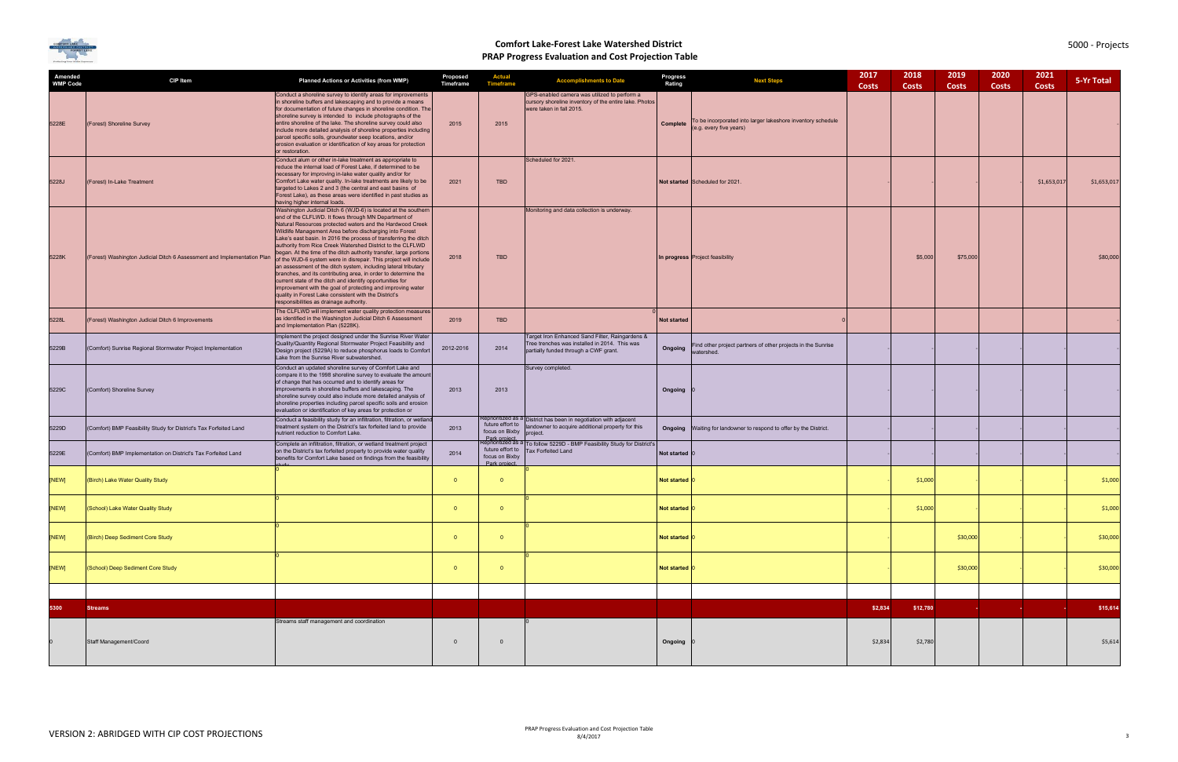# Comfort Lake-Forest Lake Watershed District
## PRAP Progress Evaluation and Cost Projection Table

5000 - Projects

| Amended WMP Code | CIP Item | Planned Actions or Activities (from WMP) | Proposed Timeframe | Actual Timeframe | Accomplishments to Date | Progress Rating | Next Steps | 2017 Costs | 2018 Costs | 2019 Costs | 2020 Costs | 2021 Costs | 5-Yr Total |
|---|---|---|---|---|---|---|---|---|---|---|---|---|---|
| 5228E | (Forest) Shoreline Survey | Conduct a shoreline survey to identify areas for improvements in shoreline buffers and lakescaping and to provide a means for documentation of future changes in shoreline condition. The shoreline survey is intended to include photographs of the entire shoreline of the lake. The shoreline survey could also include more detailed analysis of shoreline properties including parcel specific soils, groundwater seep locations, and/or erosion evaluation or identification of key areas for protection or restoration. | 2015 | 2015 | GPS-enabled camera was utilized to perform a cursory shoreline inventory of the entire lake. Photos were taken in fall 2015. | Complete | To be incorporated into larger lakeshore inventory schedule (e.g. every five years) | | | | | | - |
| 5228J | (Forest) In-Lake Treatment | Conduct alum or other in-lake treatment as appropriate to reduce the internal load of Forest Lake, if determined to be necessary for improving in-lake water quality and/or for Comfort Lake water quality. In-lake treatments are likely to be targeted to Lakes 2 and 3 (the central and east basins of Forest Lake), as these areas were identified in past studies as having higher internal loads. | 2021 | TBD | Scheduled for 2021. | Not started | Scheduled for 2021. | | - | - | - | $1,653,017 | $1,653,017 |
| 5228K | (Forest) Washington Judicial Ditch 6 Assessment and Implementation Plan | Washington Judicial Ditch 6 (WJD-6) is located at the southern end of the CLFLWD. It flows through MN Department of Natural Resources protected waters and the Hardwood Creek Wildlife Management Area before discharging into Forest Lake's east basin. In 2016 the process of transferring the ditch authority from Rice Creek Watershed District to the CLFLWD began. At the time of the ditch authority transfer, large portions of the WJD-6 system were in disrepair. This project will include an assessment of the ditch system, including lateral tributary branches, and its contributing area, in order to determine the current state of the ditch and identify opportunities for improvement with the goal of protecting and improving water quality in Forest Lake consistent with the District's responsibilities as drainage authority. | 2018 | TBD | Monitoring and data collection is underway. | In progress | Project feasibility | | $5,000 | $75,000 | | | $80,000 |
| 5228L | (Forest) Washington Judicial Ditch 6 Improvements | The CLFLWD will implement water quality protection measures as identified in the Washington Judicial Ditch 6 Assessment and Implementation Plan (5228K). | 2019 | TBD | 0 | Not started | 0 | | | | | | - |
| 5229B | (Comfort) Sunrise Regional Stormwater Project Implementation | Implement the project designed under the Sunrise River Water Quality/Quantity Regional Stormwater Project Feasibility and Design project (5229A) to reduce phosphorus loads to Comfort Lake from the Sunrise River subwatershed. | 2012-2016 | 2014 | Target Iron Enhanced Sand Filter, Raingardens & Tree trenches was installed in 2014. This was partially funded through a CWF grant. | Ongoing | Find other project partners of other projects in the Sunrise watershed. | - | - | - | - | - | - |
| 5229C | (Comfort) Shoreline Survey | Conduct an updated shoreline survey of Comfort Lake and compare it to the 1998 shoreline survey to evaluate the amount of change that has occurred and to identify areas for improvements in shoreline buffers and lakescaping. The shoreline survey could also include more detailed analysis of shoreline properties including parcel specific soils and erosion evaluation or identification of key areas for protection or | 2013 | 2013 | Survey completed. | Ongoing | 0 | - | - | - | - | - | - |
| 5229D | (Comfort) BMP Feasibility Study for District's Tax Forfeited Land | Conduct a feasibility study for an infiltration, filtration, or wetland treatment system on the District's tax forfeited land to provide nutrient reduction to Comfort Lake. | 2013 | Reprioritized as a future effort to focus on Bixby Park project. | District has been in negotiation with adjacent landowner to acquire additional property for this project. | Ongoing | Waiting for landowner to respond to offer by the District. | - | - | - | - | - | - |
| 5229E | (Comfort) BMP Implementation on District's Tax Forfeited Land | Complete an infiltration, filtration, or wetland treatment project on the District's tax forfeited property to provide water quality benefits for Comfort Lake based on findings from the feasibility study | 2014 | Reprioritized as a future effort to focus on Bixby Park project. | To follow 5229D - BMP Feasibility Study for District's Tax Forfeited Land | Not started | 0 | - | - | - | - | - | - |
| [NEW] | (Birch) Lake Water Quality Study | 0 | 0 | 0 | 0 | Not started | 0 | - | $1,000 | - | - | - | $1,000 |
| [NEW] | (School) Lake Water Quality Study | 0 | 0 | 0 | 0 | Not started | 0 | - | $1,000 | - | - | - | $1,000 |
| [NEW] | (Birch) Deep Sediment Core Study | 0 | 0 | 0 | 0 | Not started | 0 | - | - | $30,000 | - | - | $30,000 |
| [NEW] | (School) Deep Sediment Core Study | 0 | 0 | 0 | 0 | Not started | 0 | - | - | $30,000 | - | - | $30,000 |
| | | | | | | | | | | | | | |
| **5300** | **Streams** | | | | | | | **$2,834** | **$12,780** | **-** | **-** | **-** | **$15,614** |
| 0 | Staff Management/Coord | Streams staff management and coordination | 0 | 0 | 0 | Ongoing | 0 | $2,834 | $2,780 | | | | $5,614 |

VERSION 2: ABRIDGED WITH CIP COST PROJECTIONS

PRAP Progress Evaluation and Cost Projection Table
8/4/2017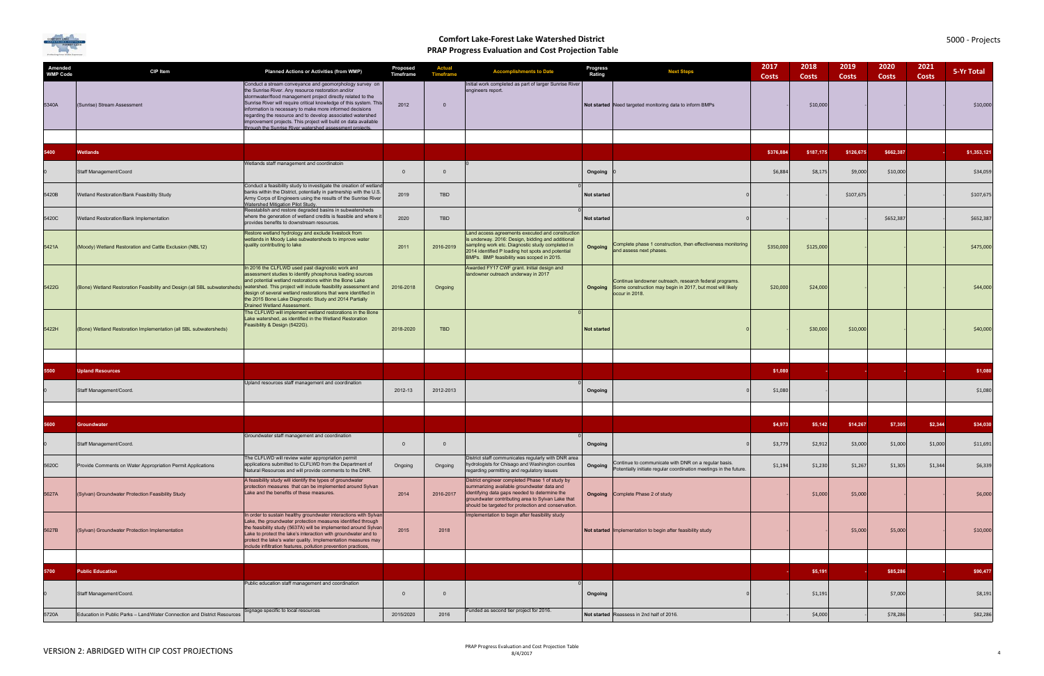# Comfort Lake-Forest Lake Watershed District
## PRAP Progress Evaluation and Cost Projection Table

5000 - Projects

| Amended WMP Code | CIP Item | Planned Actions or Activities (from WMP) | Proposed Timeframe | Actual Timeframe | Accomplishments to Date | Progress Rating | Next Steps | 2017 Costs | 2018 Costs | 2019 Costs | 2020 Costs | 2021 Costs | 5-Yr Total |
|---|---|---|---|---|---|---|---|---|---|---|---|---|---|
| 5340A | (Sunrise) Stream Assessment | Conduct a stream conveyance and geomorphology survey on the Sunrise River. Any resource restoration and/or stormwater/flood management project directly related to the Sunrise River will require critical knowledge of this system. This information is necessary to make more informed decisions regarding the resource and to develop associated watershed improvement projects. This project will build on data available through the Sunrise River watershed assessment projects. | 2012 | 0 | Initial work completed as part of larger Sunrise River engineers report. | Not started | Need targeted monitoring data to inform BMPs | - | $10,000 | | - | - | $10,000 |
| | | | | | | | | | | | | | |
| **5400** | **Wetlands** | | | | | | | **$376,884** | **$187,175** | **$126,675** | **$662,387** | **-** | **$1,353,121** |
| 0 | Staff Management/Coord | Wetlands staff management and coordinatoin | 0 | 0 | 0 | Ongoing | 0 | $6,884 | $8,175 | $9,000 | $10,000 | | $34,059 |
| 5420B | Wetland Restoration/Bank Feasibility Study | Conduct a feasibility study to investigate the creation of wetland banks within the District, potentially in partnership with the U.S. Army Corps of Engineers using the results of the Sunrise River Watershed Mitigation Pilot Study. | 2019 | TBD | 0 | Not started | 0 | - | - | $107,675 | | | $107,675 |
| 5420C | Wetland Restoration/Bank Implementation | Reestablish and restore degraded basins in subwatersheds where the generation of wetland credits is feasible and where it provides benefits to downstream resources. | 2020 | TBD | 0 | Not started | 0 | - | - | - | $652,387 | | $652,387 |
| 5421A | (Moody) Wetland Restoration and Cattle Exclusion (NBL12) | Restore wetland hydrology and exclude livestock from wetlands in Moody Lake subwatersheds to improve water quality contributing to lake | 2011 | 2016-2019 | Land access agreements executed and construction is underway. 2016: Design, bidding and additional sampling work etc. Diagnostic study completed in 2014 identified P loading hot spots and potential BMPs. BMP feasibility was scoped in 2015. | Ongoing | Complete phase 1 construction, then effectiveness monitoring and assess next phases. | $350,000 | $125,000 | | - | - | $475,000 |
| 5422G | (Bone) Wetland Restoration Feasibility and Design (all SBL subwatersheds) | In 2016 the CLFLWD used past diagnostic work and assessment studies to identify phosphorus loading sources and potential wetland restorations within the Bone Lake watershed. This project will include feasibility assessment and design of several wetland restorations that were identified in the 2015 Bone Lake Diagnostic Study and 2014 Partially Drained Wetland Assessment. | 2016-2018 | Ongoing | Awarded FY17 CWF grant. Initial design and landowner outreach underway in 2017 | Ongoing | Continue landowner outreach, research federal programs. Some construction may begin in 2017, but most will likely occur in 2018. | $20,000 | $24,000 | | - | - | $44,000 |
| 5422H | (Bone) Wetland Restoration Implementation (all SBL subwatersheds) | The CLFLWD will implement wetland restorations in the Bone Lake watershed, as identified in the Wetland Restoration Feasibility & Design (5422G). | 2018-2020 | TBD | 0 | Not started | 0 | - | $30,000 | $10,000 | | - | $40,000 |
| | | | | | | | | | | | | | |
| **5500** | **Upland Resources** | | | | | | | **$1,080** | **-** | **-** | **-** | **-** | **$1,080** |
| 0 | Staff Management/Coord. | Upland resources staff management and coordination | 2012-13 | 2012-2013 | 0 | Ongoing | 0 | $1,080 | - | | | | $1,080 |
| | | | | | | | | | | | | | |
| **5600** | **Groundwater** | | | | | | | **$4,973** | **$5,142** | **$14,267** | **$7,305** | **$2,344** | **$34,030** |
| 0 | Staff Management/Coord. | Groundwater staff management and coordination | 0 | 0 | 0 | Ongoing | 0 | $3,779 | $2,912 | $3,000 | $1,000 | $1,000 | $11,691 |
| 5620C | Provide Comments on Water Appropriation Permit Applications | The CLFLWD will review water appropriation permit applications submitted to CLFLWD from the Department of Natural Resources and will provide comments to the DNR. | Ongoing | Ongoing | District staff communicates regularly with DNR area hydrologists for Chisago and Washington counties regarding permitting and regulatory issues | Ongoing | Continue to communicate with DNR on a regular basis. Potentially initiate regular coordination meetings in the future. | $1,194 | $1,230 | $1,267 | $1,305 | $1,344 | $6,339 |
| 5627A | (Sylvan) Groundwater Protection Feasibility Study | A feasibility study will identify the types of groundwater protection measures that can be implemented around Sylvan Lake and the benefits of these measures. | 2014 | 2016-2017 | District engineer completed Phase 1 of study by summarizing available groundwater data and identifying data gaps needed to determine the groundwater contributing area to Sylvan Lake that should be targeted for protection and conservation. | Ongoing | Complete Phase 2 of study | - | $1,000 | $5,000 | | - | $6,000 |
| 5627B | (Sylvan) Groundwater Protection Implementation | In order to sustain healthy groundwater interactions with Sylvan Lake, the groundwater protection measures identified through the feasibility study (5637A) will be implemented around Sylvan Lake to protect the lake's interaction with groundwater and to protect the lake's water quality. Implementation measures may include infiltration features, pollution prevention practices, | 2015 | 2018 | Implementation to begin after feasibility study | Not started | Implementation to begin after feasibility study | - | | $5,000 | $5,000 | - | $10,000 |
| | | | | | | | | | | | | | |
| **5700** | **Public Education** | | | | | | | **-** | **$5,191** | **-** | **$85,286** | **-** | **$90,477** |
| 0 | Staff Management/Coord. | Public education staff management and coordination | 0 | 0 | 0 | Ongoing | 0 | | $1,191 | | $7,000 | | $8,191 |
| 5720A | Education in Public Parks – Land/Water Connection and District Resources | Signage specific to local resources | 2015/2020 | 2016 | Funded as second tier project for 2016. | Not started | Reassess in 2nd half of 2016. | - | $4,000 | - | $78,286 | | $82,286 |

VERSION 2: ABRIDGED WITH CIP COST PROJECTIONS

PRAP Progress Evaluation and Cost Projection Table
8/4/2017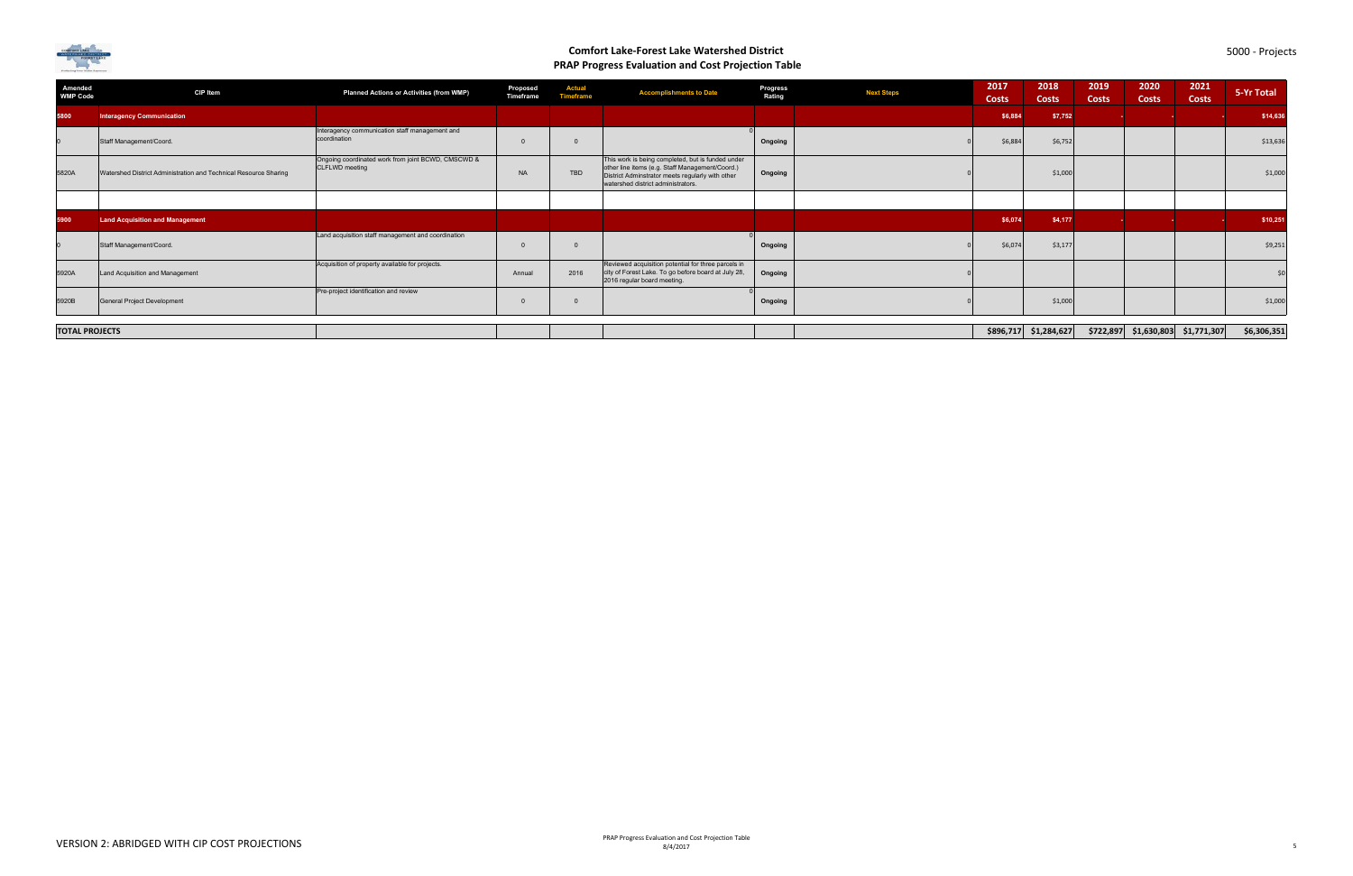# Comfort Lake-Forest Lake Watershed District
## PRAP Progress Evaluation and Cost Projection Table

5000 - Projects

| Amended WMP Code | CIP Item | Planned Actions or Activities (from WMP) | Proposed Timeframe | Actual Timeframe | Accomplishments to Date | Progress Rating | Next Steps | 2017 Costs | 2018 Costs | 2019 Costs | 2020 Costs | 2021 Costs | 5-Yr Total |
|---|---|---|---|---|---|---|---|---|---|---|---|---|---|
| 5800 | **Interagency Communication** | | | | | | | $6,884 | $7,752 | - | - | - | $14,636 |
| 0 | Staff Management/Coord. | Interagency communication staff management and coordination | 0 | 0 | 0 | Ongoing | 0 | $6,884 | $6,752 | | | | $13,636 |
| 5820A | Watershed District Administration and Technical Resource Sharing | Ongoing coordinated work from joint BCWD, CMSCWD & CLFLWD meeting | NA | TBD | This work is being completed, but is funded under other line items (e.g. Staff Management/Coord.) District Adminstrator meets regularly with other watershed district administrators. | Ongoing | 0 | | $1,000 | | | | $1,000 |
| | | | | | | | | | | | | | |
| 5900 | **Land Acquisition and Management** | | | | | | | $6,074 | $4,177 | - | - | - | $10,251 |
| 0 | Staff Management/Coord. | Land acquisition staff management and coordination | 0 | 0 | 0 | Ongoing | 0 | $6,074 | $3,177 | | | | $9,251 |
| 5920A | Land Acquisition and Management | Acquisition of property available for projects. | Annual | 2016 | Reviewed acquisition potential for three parcels in city of Forest Lake. To go before board at July 28, 2016 regular board meeting. | Ongoing | 0 | | | | | | $0 |
| 5920B | General Project Development | Pre-project identification and review | 0 | 0 | 0 | Ongoing | 0 | | $1,000 | | | | $1,000 |
| | | | | | | | | | | | | | |
| **TOTAL PROJECTS** | | | | | | | | $896,717 | $1,284,627 | $722,897 | $1,630,803 | $1,771,307 | $6,306,351 |

VERSION 2: ABRIDGED WITH CIP COST PROJECTIONS

PRAP Progress Evaluation and Cost Projection Table
8/4/2017